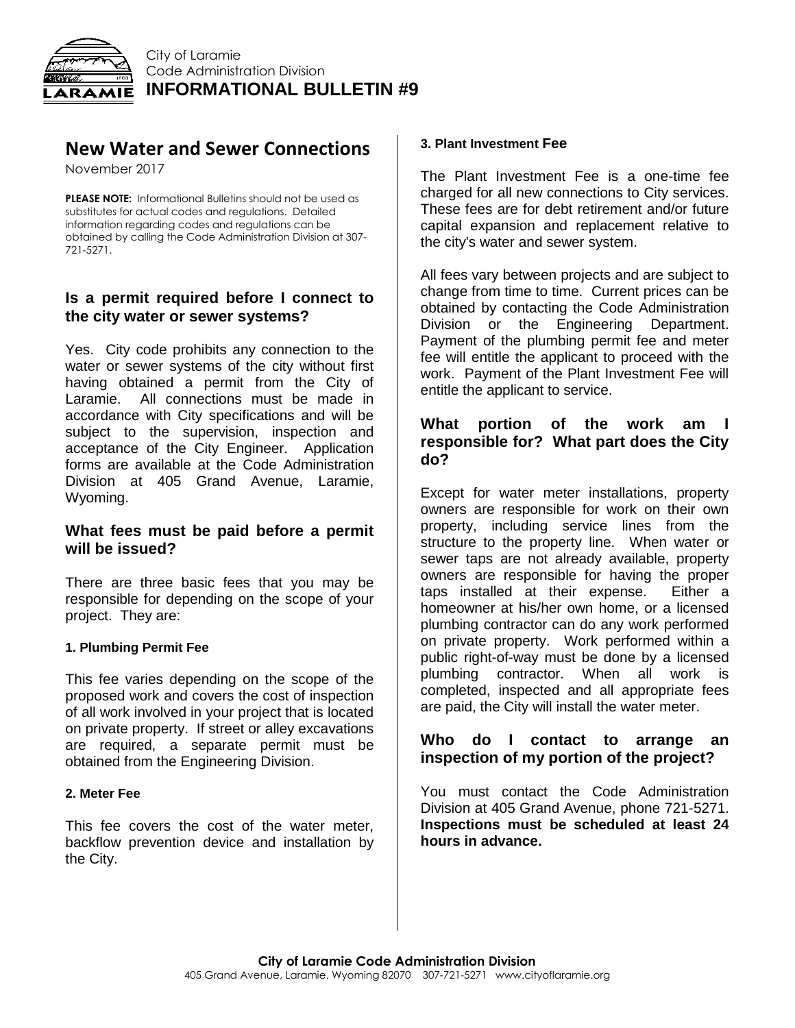City of Laramie
Code Administration Division
**INFORMATIONAL BULLETIN #9**

# New Water and Sewer Connections

November 2017

**PLEASE NOTE:** Informational Bulletins should not be used as substitutes for actual codes and regulations. Detailed information regarding codes and regulations can be obtained by calling the Code Administration Division at 307-721-5271.

## Is a permit required before I connect to the city water or sewer systems?

Yes. City code prohibits any connection to the water or sewer systems of the city without first having obtained a permit from the City of Laramie. All connections must be made in accordance with City specifications and will be subject to the supervision, inspection and acceptance of the City Engineer. Application forms are available at the Code Administration Division at 405 Grand Avenue, Laramie, Wyoming.

## What fees must be paid before a permit will be issued?

There are three basic fees that you may be responsible for depending on the scope of your project. They are:

### 1. Plumbing Permit Fee

This fee varies depending on the scope of the proposed work and covers the cost of inspection of all work involved in your project that is located on private property. If street or alley excavations are required, a separate permit must be obtained from the Engineering Division.

### 2. Meter Fee

This fee covers the cost of the water meter, backflow prevention device and installation by the City.

### 3. Plant Investment Fee

The Plant Investment Fee is a one-time fee charged for all new connections to City services. These fees are for debt retirement and/or future capital expansion and replacement relative to the city's water and sewer system.

All fees vary between projects and are subject to change from time to time. Current prices can be obtained by contacting the Code Administration Division or the Engineering Department. Payment of the plumbing permit fee and meter fee will entitle the applicant to proceed with the work. Payment of the Plant Investment Fee will entitle the applicant to service.

## What portion of the work am I responsible for? What part does the City do?

Except for water meter installations, property owners are responsible for work on their own property, including service lines from the structure to the property line. When water or sewer taps are not already available, property owners are responsible for having the proper taps installed at their expense. Either a homeowner at his/her own home, or a licensed plumbing contractor can do any work performed on private property. Work performed within a public right-of-way must be done by a licensed plumbing contractor. When all work is completed, inspected and all appropriate fees are paid, the City will install the water meter.

## Who do I contact to arrange an inspection of my portion of the project?

You must contact the Code Administration Division at 405 Grand Avenue, phone 721-5271. **Inspections must be scheduled at least 24 hours in advance.**

**City of Laramie Code Administration Division**
405 Grand Avenue, Laramie, Wyoming 82070 307-721-5271 www.cityoflaramie.org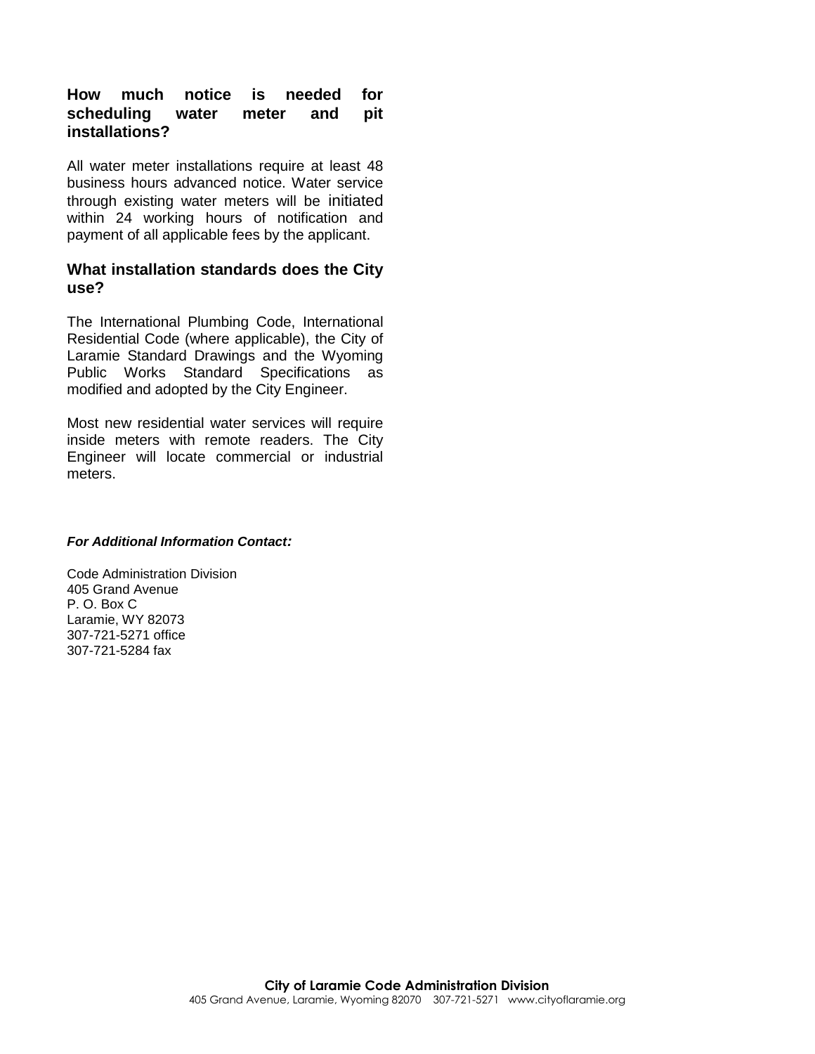### How much notice is needed for scheduling water meter and pit installations?

All water meter installations require at least 48 business hours advanced notice. Water service through existing water meters will be initiated within 24 working hours of notification and payment of all applicable fees by the applicant.

### What installation standards does the City use?

The International Plumbing Code, International Residential Code (where applicable), the City of Laramie Standard Drawings and the Wyoming Public Works Standard Specifications as modified and adopted by the City Engineer.

Most new residential water services will require inside meters with remote readers. The City Engineer will locate commercial or industrial meters.

***For Additional Information Contact:***

Code Administration Division
405 Grand Avenue
P. O. Box C
Laramie, WY 82073
307-721-5271 office
307-721-5284 fax